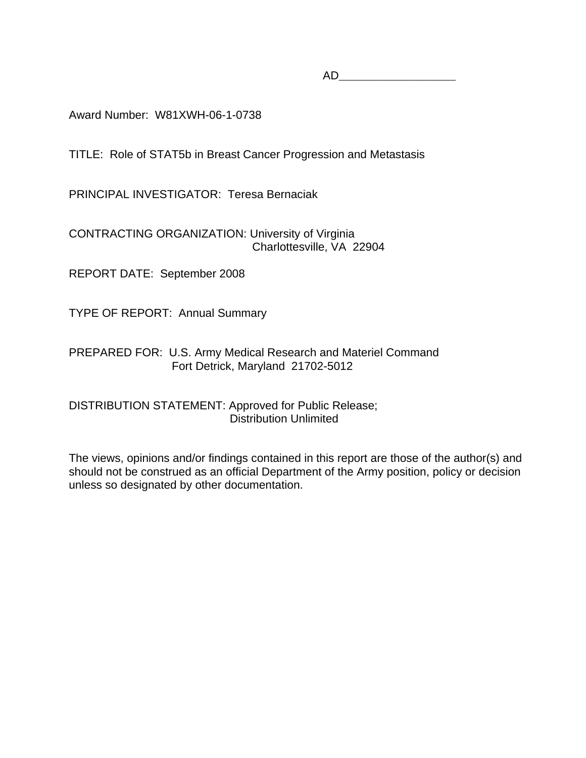AD___________________

Award Number: W81XWH-06-1-0738

TITLE: Role of STAT5b in Breast Cancer Progression and Metastasis

PRINCIPAL INVESTIGATOR: Teresa Bernaciak

CONTRACTING ORGANIZATION: University of Virginia
Charlottesville, VA 22904

REPORT DATE: September 2008

TYPE OF REPORT: Annual Summary

PREPARED FOR: U.S. Army Medical Research and Materiel Command
Fort Detrick, Maryland 21702-5012

DISTRIBUTION STATEMENT: Approved for Public Release;
Distribution Unlimited

The views, opinions and/or findings contained in this report are those of the author(s) and should not be construed as an official Department of the Army position, policy or decision unless so designated by other documentation.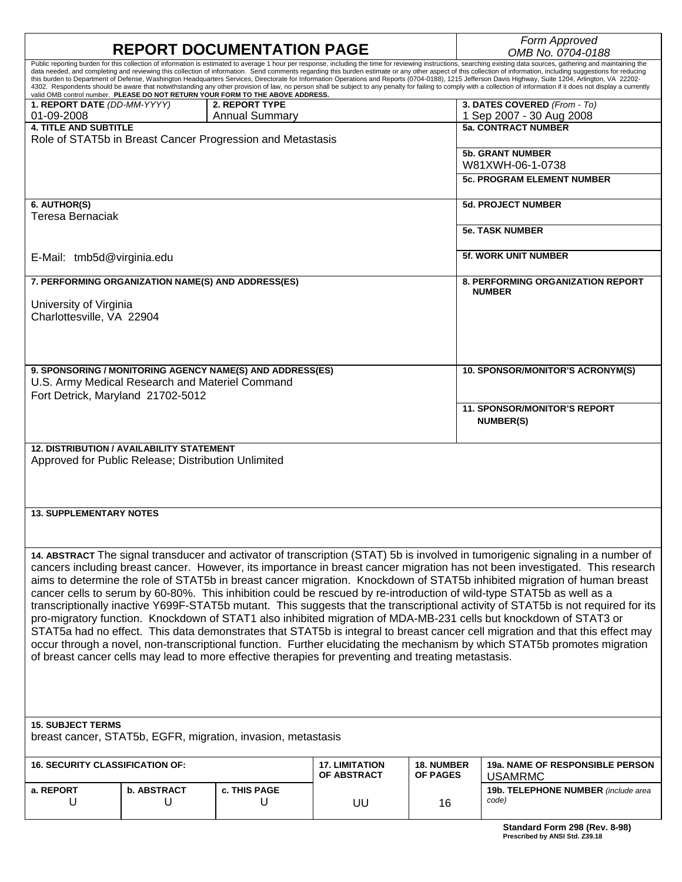# REPORT DOCUMENTATION PAGE

*Form Approved*
*OMB No. 0704-0188*

Public reporting burden for this collection of information is estimated to average 1 hour per response, including the time for reviewing instructions, searching existing data sources, gathering and maintaining the data needed, and completing and reviewing this collection of information. Send comments regarding this burden estimate or any other aspect of this collection of information, including suggestions for reducing this burden to Department of Defense, Washington Headquarters Services, Directorate for Information Operations and Reports (0704-0188), 1215 Jefferson Davis Highway, Suite 1204, Arlington, VA 22202-4302. Respondents should be aware that notwithstanding any other provision of law, no person shall be subject to any penalty for failing to comply with a collection of information if it does not display a currently valid OMB control number. **PLEASE DO NOT RETURN YOUR FORM TO THE ABOVE ADDRESS.**

| **1. REPORT DATE** *(DD-MM-YYYY)* | **2. REPORT TYPE** | **3. DATES COVERED** *(From - To)* |
|---|---|---|
| 01-09-2008 | Annual Summary | 1 Sep 2007 - 30 Aug 2008 |

**4. TITLE AND SUBTITLE**
Role of STAT5b in Breast Cancer Progression and Metastasis

**5a. CONTRACT NUMBER**

**5b. GRANT NUMBER**
W81XWH-06-1-0738

**5c. PROGRAM ELEMENT NUMBER**

**6. AUTHOR(S)**
Teresa Bernaciak

E-Mail: tmb5d@virginia.edu

**5d. PROJECT NUMBER**

**5e. TASK NUMBER**

**5f. WORK UNIT NUMBER**

**7. PERFORMING ORGANIZATION NAME(S) AND ADDRESS(ES)**

University of Virginia
Charlottesville, VA 22904

**8. PERFORMING ORGANIZATION REPORT NUMBER**

**9. SPONSORING / MONITORING AGENCY NAME(S) AND ADDRESS(ES)**
U.S. Army Medical Research and Materiel Command
Fort Detrick, Maryland 21702-5012

**10. SPONSOR/MONITOR'S ACRONYM(S)**

**11. SPONSOR/MONITOR'S REPORT NUMBER(S)**

**12. DISTRIBUTION / AVAILABILITY STATEMENT**
Approved for Public Release; Distribution Unlimited

**13. SUPPLEMENTARY NOTES**

**14. ABSTRACT** The signal transducer and activator of transcription (STAT) 5b is involved in tumorigenic signaling in a number of cancers including breast cancer. However, its importance in breast cancer migration has not been investigated. This research aims to determine the role of STAT5b in breast cancer migration. Knockdown of STAT5b inhibited migration of human breast cancer cells to serum by 60-80%. This inhibition could be rescued by re-introduction of wild-type STAT5b as well as a transcriptionally inactive Y699F-STAT5b mutant. This suggests that the transcriptional activity of STAT5b is not required for its pro-migratory function. Knockdown of STAT1 also inhibited migration of MDA-MB-231 cells but knockdown of STAT3 or STAT5a had no effect. This data demonstrates that STAT5b is integral to breast cancer cell migration and that this effect may occur through a novel, non-transcriptional function. Further elucidating the mechanism by which STAT5b promotes migration of breast cancer cells may lead to more effective therapies for preventing and treating metastasis.

**15. SUBJECT TERMS**
breast cancer, STAT5b, EGFR, migration, invasion, metastasis

| **16. SECURITY CLASSIFICATION OF:** | | | **17. LIMITATION OF ABSTRACT** | **18. NUMBER OF PAGES** | **19a. NAME OF RESPONSIBLE PERSON** USAMRMC |
|---|---|---|---|---|---|
| **a. REPORT** U | **b. ABSTRACT** U | **c. THIS PAGE** U | UU | 16 | **19b. TELEPHONE NUMBER** *(include area code)* |

**Standard Form 298 (Rev. 8-98)**
**Prescribed by ANSI Std. Z39.18**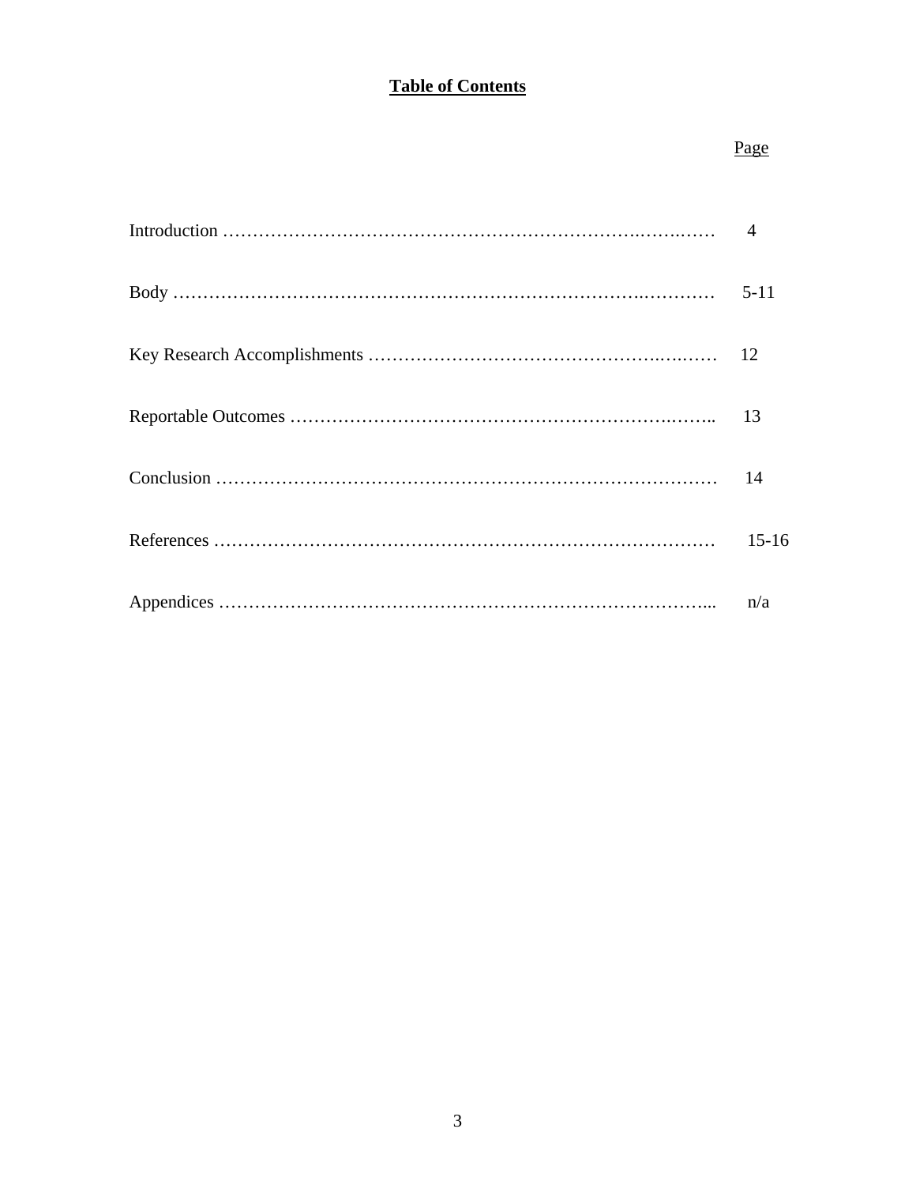# Table of Contents

| | Page |
|---|---|
| Introduction | 4 |
| Body | 5-11 |
| Key Research Accomplishments | 12 |
| Reportable Outcomes | 13 |
| Conclusion | 14 |
| References | 15-16 |
| Appendices | n/a |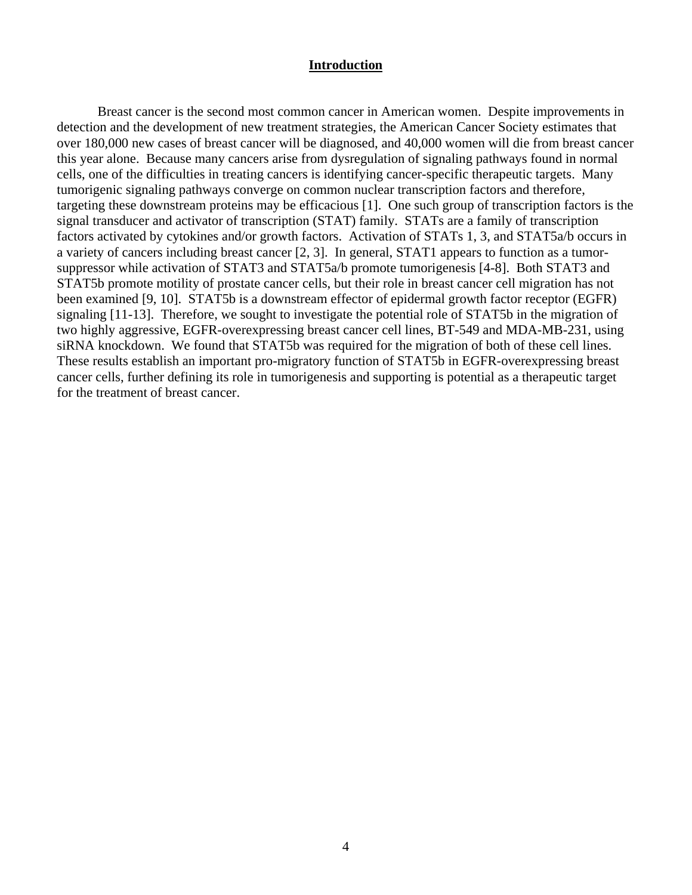## Introduction

Breast cancer is the second most common cancer in American women. Despite improvements in detection and the development of new treatment strategies, the American Cancer Society estimates that over 180,000 new cases of breast cancer will be diagnosed, and 40,000 women will die from breast cancer this year alone. Because many cancers arise from dysregulation of signaling pathways found in normal cells, one of the difficulties in treating cancers is identifying cancer-specific therapeutic targets. Many tumorigenic signaling pathways converge on common nuclear transcription factors and therefore, targeting these downstream proteins may be efficacious [1]. One such group of transcription factors is the signal transducer and activator of transcription (STAT) family. STATs are a family of transcription factors activated by cytokines and/or growth factors. Activation of STATs 1, 3, and STAT5a/b occurs in a variety of cancers including breast cancer [2, 3]. In general, STAT1 appears to function as a tumor-suppressor while activation of STAT3 and STAT5a/b promote tumorigenesis [4-8]. Both STAT3 and STAT5b promote motility of prostate cancer cells, but their role in breast cancer cell migration has not been examined [9, 10]. STAT5b is a downstream effector of epidermal growth factor receptor (EGFR) signaling [11-13]. Therefore, we sought to investigate the potential role of STAT5b in the migration of two highly aggressive, EGFR-overexpressing breast cancer cell lines, BT-549 and MDA-MB-231, using siRNA knockdown. We found that STAT5b was required for the migration of both of these cell lines. These results establish an important pro-migratory function of STAT5b in EGFR-overexpressing breast cancer cells, further defining its role in tumorigenesis and supporting is potential as a therapeutic target for the treatment of breast cancer.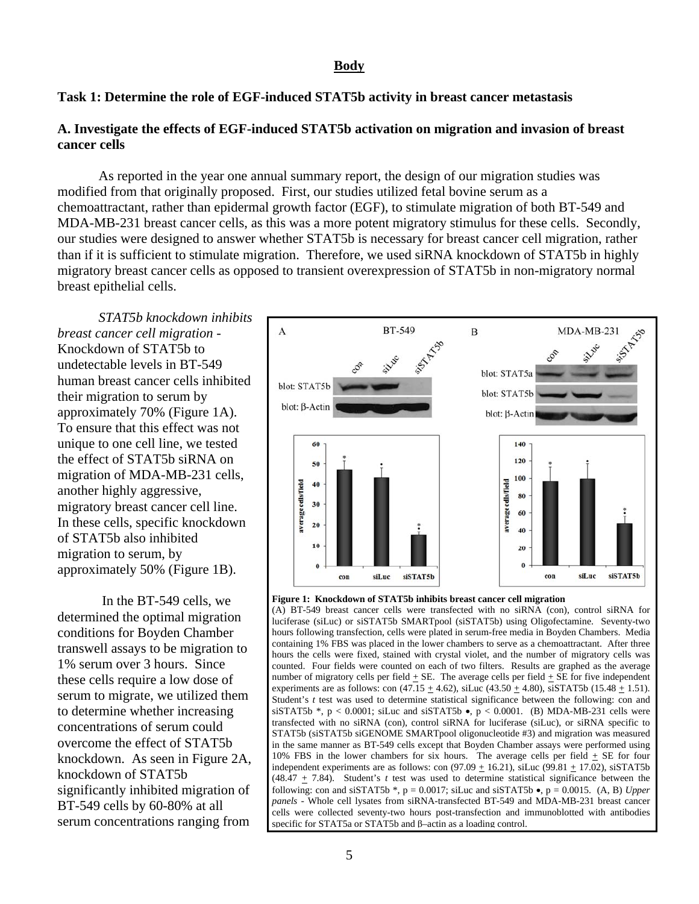**Body**

## Task 1: Determine the role of EGF-induced STAT5b activity in breast cancer metastasis

### A. Investigate the effects of EGF-induced STAT5b activation on migration and invasion of breast cancer cells

As reported in the year one annual summary report, the design of our migration studies was modified from that originally proposed. First, our studies utilized fetal bovine serum as a chemoattractant, rather than epidermal growth factor (EGF), to stimulate migration of both BT-549 and MDA-MB-231 breast cancer cells, as this was a more potent migratory stimulus for these cells. Secondly, our studies were designed to answer whether STAT5b is necessary for breast cancer cell migration, rather than if it is sufficient to stimulate migration. Therefore, we used siRNA knockdown of STAT5b in highly migratory breast cancer cells as opposed to transient overexpression of STAT5b in non-migratory normal breast epithelial cells.

*STAT5b knockdown inhibits breast cancer cell migration* - Knockdown of STAT5b to undetectable levels in BT-549 human breast cancer cells inhibited their migration to serum by approximately 70% (Figure 1A). To ensure that this effect was not unique to one cell line, we tested the effect of STAT5b siRNA on migration of MDA-MB-231 cells, another highly aggressive, migratory breast cancer cell line. In these cells, specific knockdown of STAT5b also inhibited migration to serum, by approximately 50% (Figure 1B).

In the BT-549 cells, we determined the optimal migration conditions for Boyden Chamber transwell assays to be migration to 1% serum over 3 hours. Since these cells require a low dose of serum to migrate, we utilized them to determine whether increasing concentrations of serum could overcome the effect of STAT5b knockdown. As seen in Figure 2A, knockdown of STAT5b significantly inhibited migration of BT-549 cells by 60-80% at all serum concentrations ranging from

**Figure 1: Knockdown of STAT5b inhibits breast cancer cell migration**
(A) BT-549 breast cancer cells were transfected with no siRNA (con), control siRNA for luciferase (siLuc) or siSTAT5b SMARTpool (siSTAT5b) using Oligofectamine. Seventy-two hours following transfection, cells were plated in serum-free media in Boyden Chambers. Media containing 1% FBS was placed in the lower chambers to serve as a chemoattractant. After three hours the cells were fixed, stained with crystal violet, and the number of migratory cells was counted. Four fields were counted on each of two filters. Results are graphed as the average number of migratory cells per field ± SE. The average cells per field ± SE for five independent experiments are as follows: con (47.15 ± 4.62), siLuc (43.50 ± 4.80), siSTAT5b (15.48 ± 1.51). Student's *t* test was used to determine statistical significance between the following: con and siSTAT5b *, $p < 0.0001$; siLuc and siSTAT5b •, $p < 0.0001$. (B) MDA-MB-231 cells were transfected with no siRNA (con), control siRNA for luciferase (siLuc), or siRNA specific to STAT5b (siSTAT5b siGENOME SMARTpool oligonucleotide #3) and migration was measured in the same manner as BT-549 cells except that Boyden Chamber assays were performed using 10% FBS in the lower chambers for six hours. The average cells per field ± SE for four independent experiments are as follows: con (97.09 ± 16.21), siLuc (99.81 ± 17.02), siSTAT5b (48.47 ± 7.84). Student's *t* test was used to determine statistical significance between the following: con and siSTAT5b *, $p = 0.0017$; siLuc and siSTAT5b •, $p = 0.0015$. (A, B) *Upper panels* - Whole cell lysates from siRNA-transfected BT-549 and MDA-MB-231 breast cancer cells were collected seventy-two hours post-transfection and immunoblotted with antibodies specific for STAT5a or STAT5b and β–actin as a loading control.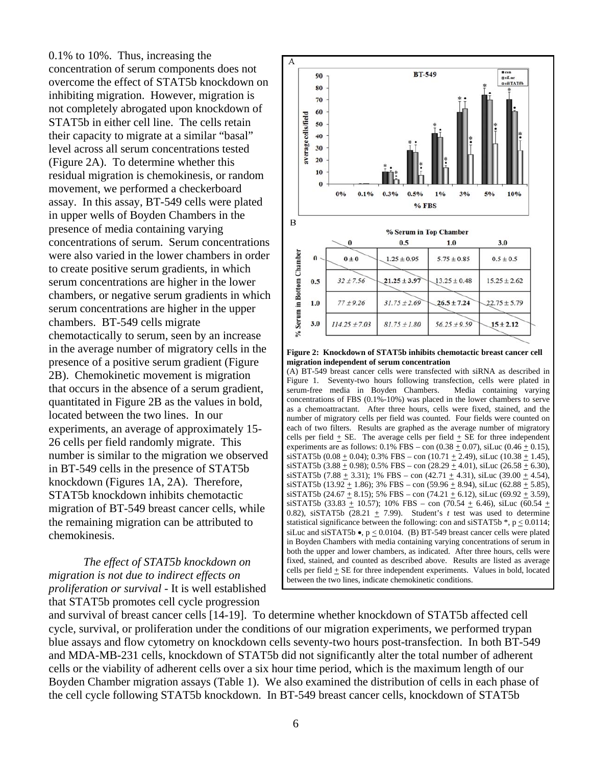0.1% to 10%. Thus, increasing the concentration of serum components does not overcome the effect of STAT5b knockdown on inhibiting migration. However, migration is not completely abrogated upon knockdown of STAT5b in either cell line. The cells retain their capacity to migrate at a similar "basal" level across all serum concentrations tested (Figure 2A). To determine whether this residual migration is chemokinesis, or random movement, we performed a checkerboard assay. In this assay, BT-549 cells were plated in upper wells of Boyden Chambers in the presence of media containing varying concentrations of serum. Serum concentrations were also varied in the lower chambers in order to create positive serum gradients, in which serum concentrations are higher in the lower chambers, or negative serum gradients in which serum concentrations are higher in the upper chambers. BT-549 cells migrate chemotactically to serum, seen by an increase in the average number of migratory cells in the presence of a positive serum gradient (Figure 2B). Chemokinetic movement is migration that occurs in the absence of a serum gradient, quantitated in Figure 2B as the values in bold, located between the two lines. In our experiments, an average of approximately 15-26 cells per field randomly migrate. This number is similar to the migration we observed in BT-549 cells in the presence of STAT5b knockdown (Figures 1A, 2A). Therefore, STAT5b knockdown inhibits chemotactic migration of BT-549 breast cancer cells, while the remaining migration can be attributed to chemokinesis.

A

B

% Serum in Top Chamber

| % Serum in Bottom Chamber | 0 | 0.5 | 1.0 | 3.0 |
|---|---|---|---|---|
| 0 | **0 ± 0** | 1.25 ± 0.95 | 5.75 ± 0.85 | 0.5 ± 0.5 |
| 0.5 | *32 ± 7.56* | **21.25 ± 3.97** | 13.25 ± 0.48 | 15.25 ± 2.62 |
| 1.0 | *77 ± 9.26* | *31.75 ± 2.69* | **26.5 ± 7.24** | 22.75 ± 5.79 |
| 3.0 | *114.25 ± 7.03* | *81.75 ± 1.80* | *56.25 ± 9.59* | **15 ± 2.12** |

**Figure 2: Knockdown of STAT5b inhibits chemotactic breast cancer cell migration independent of serum concentration**

(A) BT-549 breast cancer cells were transfected with siRNA as described in Figure 1. Seventy-two hours following transfection, cells were plated in serum-free media in Boyden Chambers. Media containing varying concentrations of FBS (0.1%-10%) was placed in the lower chambers to serve as a chemoattractant. After three hours, cells were fixed, stained, and the number of migratory cells per field was counted. Four fields were counted on each of two filters. Results are graphed as the average number of migratory cells per field ± SE. The average cells per field ± SE for three independent experiments are as follows: 0.1% FBS – con (0.38 ± 0.07), siLuc (0.46 ± 0.15), siSTAT5b (0.08 ± 0.04); 0.3% FBS – con (10.71 ± 2.49), siLuc (10.38 ± 1.45), siSTAT5b (3.88 ± 0.98); 0.5% FBS – con (28.29 ± 4.01), siLuc (26.58 ± 6.30), siSTAT5b (7.88 ± 3.31); 1% FBS – con (42.71 ± 4.31), siLuc (39.00 ± 4.54), siSTAT5b (13.92 ± 1.86); 3% FBS – con (59.96 ± 8.94), siLuc (62.88 ± 5.85), siSTAT5b (24.67 ± 8.15); 5% FBS – con (74.21 ± 6.12), siLuc (69.92 ± 3.59), siSTAT5b (33.83 ± 10.57); 10% FBS – con (70.54 ± 6.46), siLuc (60.54 ± 0.82), siSTAT5b (28.21 ± 7.99). Student's *t* test was used to determine statistical significance between the following: con and siSTAT5b *, $p \leq 0.0114$; siLuc and siSTAT5b •, $p \leq 0.0104$. (B) BT-549 breast cancer cells were plated in Boyden Chambers with media containing varying concentrations of serum in both the upper and lower chambers, as indicated. After three hours, cells were fixed, stained, and counted as described above. Results are listed as average cells per field ± SE for three independent experiments. Values in bold, located between the two lines, indicate chemokinetic conditions.

*The effect of STAT5b knockdown on migration is not due to indirect effects on proliferation or survival* - It is well established that STAT5b promotes cell cycle progression and survival of breast cancer cells [14-19]. To determine whether knockdown of STAT5b affected cell cycle, survival, or proliferation under the conditions of our migration experiments, we performed trypan blue assays and flow cytometry on knockdown cells seventy-two hours post-transfection. In both BT-549 and MDA-MB-231 cells, knockdown of STAT5b did not significantly alter the total number of adherent cells or the viability of adherent cells over a six hour time period, which is the maximum length of our Boyden Chamber migration assays (Table 1). We also examined the distribution of cells in each phase of the cell cycle following STAT5b knockdown. In BT-549 breast cancer cells, knockdown of STAT5b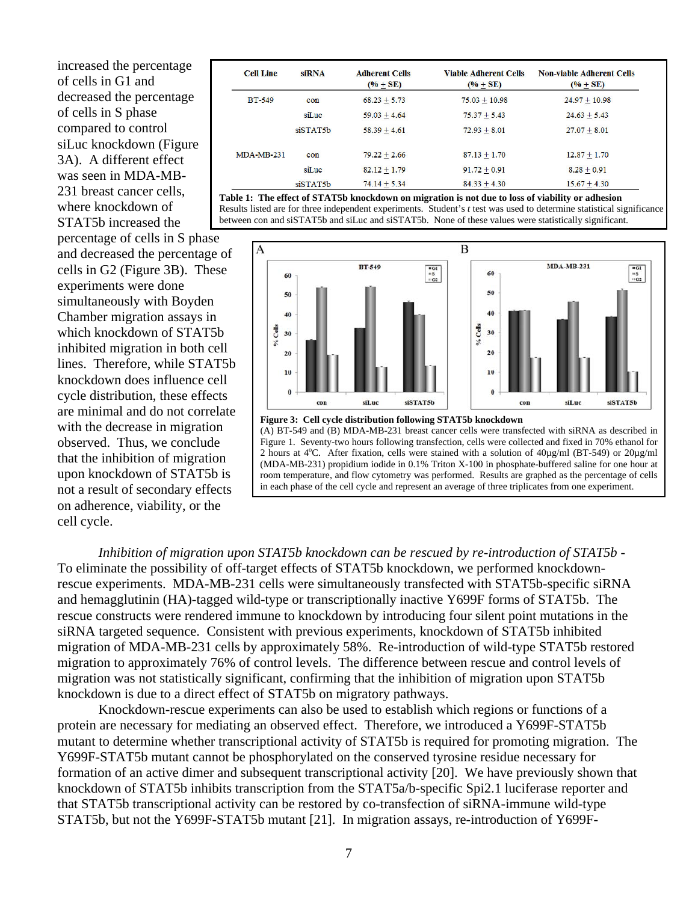increased the percentage of cells in G1 and decreased the percentage of cells in S phase compared to control siLuc knockdown (Figure 3A). A different effect was seen in MDA-MB-231 breast cancer cells, where knockdown of STAT5b increased the percentage of cells in S phase and decreased the percentage of cells in G2 (Figure 3B). These experiments were done simultaneously with Boyden Chamber migration assays in which knockdown of STAT5b inhibited migration in both cell lines. Therefore, while STAT5b knockdown does influence cell cycle distribution, these effects are minimal and do not correlate with the decrease in migration observed. Thus, we conclude that the inhibition of migration upon knockdown of STAT5b is not a result of secondary effects on adherence, viability, or the cell cycle.

| Cell Line | siRNA | Adherent Cells (% ± SE) | Viable Adherent Cells (% ± SE) | Non-viable Adherent Cells (% ± SE) |
|---|---|---|---|---|
| BT-549 | con | 68.23 ± 5.73 | 75.03 ± 10.98 | 24.97 ± 10.98 |
| | siLuc | 59.03 ± 4.64 | 75.37 ± 5.43 | 24.63 ± 5.43 |
| | siSTAT5b | 58.39 ± 4.61 | 72.93 ± 8.01 | 27.07 ± 8.01 |
| MDA-MB-231 | con | 79.22 ± 2.66 | 87.13 ± 1.70 | 12.87 ± 1.70 |
| | siLuc | 82.12 ± 1.79 | 91.72 ± 0.91 | 8.28 ± 0.91 |
| | siSTAT5b | 74.14 ± 5.34 | 84.33 ± 4.30 | 15.67 ± 4.30 |

**Table 1: The effect of STAT5b knockdown on migration is not due to loss of viability or adhesion**
Results listed are for three independent experiments. Student's *t* test was used to determine statistical significance between con and siSTAT5b and siLuc and siSTAT5b. None of these values were statistically significant.

**Figure 3: Cell cycle distribution following STAT5b knockdown**
(A) BT-549 and (B) MDA-MB-231 breast cancer cells were transfected with siRNA as described in Figure 1. Seventy-two hours following transfection, cells were collected and fixed in 70% ethanol for 2 hours at 4°C. After fixation, cells were stained with a solution of 40µg/ml (BT-549) or 20µg/ml (MDA-MB-231) propidium iodide in 0.1% Triton X-100 in phosphate-buffered saline for one hour at room temperature, and flow cytometry was performed. Results are graphed as the percentage of cells in each phase of the cell cycle and represent an average of three triplicates from one experiment.

*Inhibition of migration upon STAT5b knockdown can be rescued by re-introduction of STAT5b* - To eliminate the possibility of off-target effects of STAT5b knockdown, we performed knockdown-rescue experiments. MDA-MB-231 cells were simultaneously transfected with STAT5b-specific siRNA and hemagglutinin (HA)-tagged wild-type or transcriptionally inactive Y699F forms of STAT5b. The rescue constructs were rendered immune to knockdown by introducing four silent point mutations in the siRNA targeted sequence. Consistent with previous experiments, knockdown of STAT5b inhibited migration of MDA-MB-231 cells by approximately 58%. Re-introduction of wild-type STAT5b restored migration to approximately 76% of control levels. The difference between rescue and control levels of migration was not statistically significant, confirming that the inhibition of migration upon STAT5b knockdown is due to a direct effect of STAT5b on migratory pathways.

Knockdown-rescue experiments can also be used to establish which regions or functions of a protein are necessary for mediating an observed effect. Therefore, we introduced a Y699F-STAT5b mutant to determine whether transcriptional activity of STAT5b is required for promoting migration. The Y699F-STAT5b mutant cannot be phosphorylated on the conserved tyrosine residue necessary for formation of an active dimer and subsequent transcriptional activity [20]. We have previously shown that knockdown of STAT5b inhibits transcription from the STAT5a/b-specific Spi2.1 luciferase reporter and that STAT5b transcriptional activity can be restored by co-transfection of siRNA-immune wild-type STAT5b, but not the Y699F-STAT5b mutant [21]. In migration assays, re-introduction of Y699F-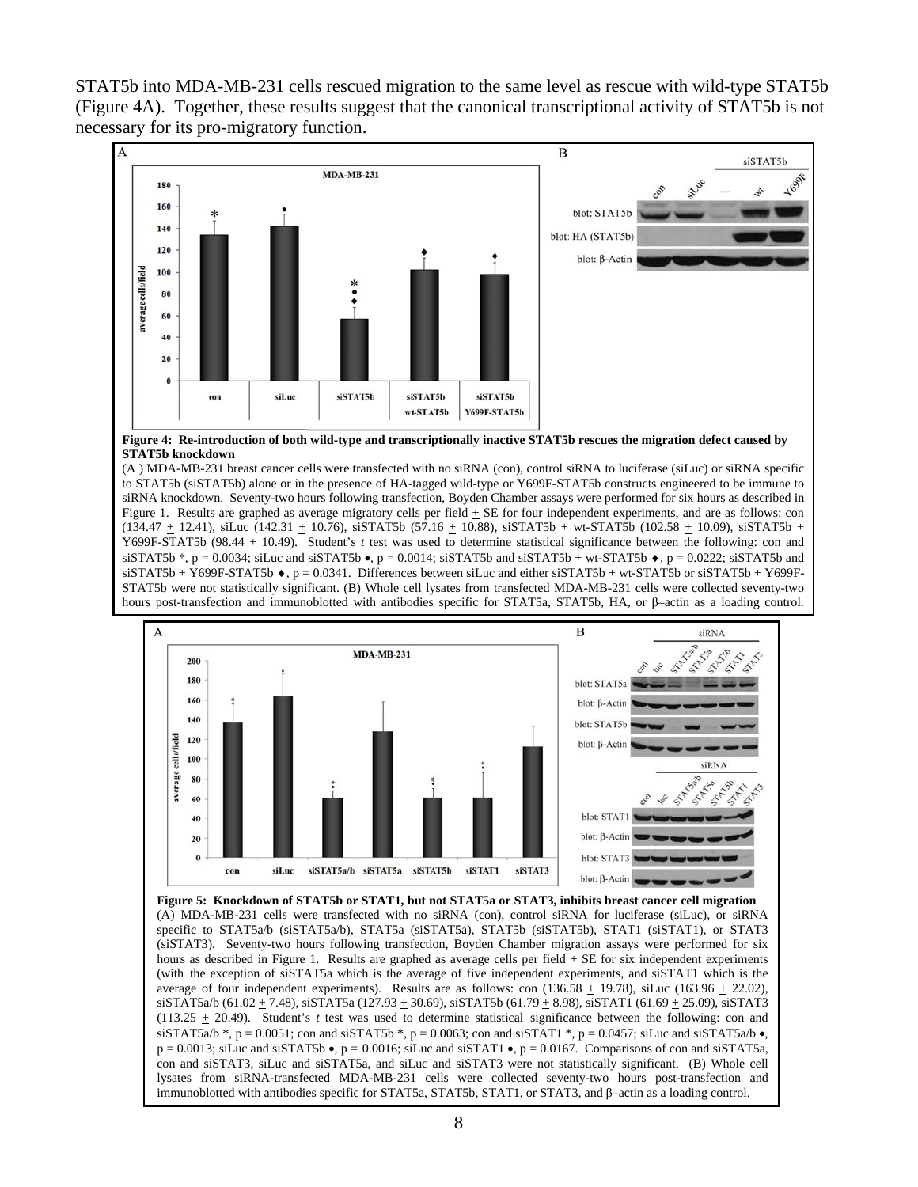STAT5b into MDA-MB-231 cells rescued migration to the same level as rescue with wild-type STAT5b (Figure 4A). Together, these results suggest that the canonical transcriptional activity of STAT5b is not necessary for its pro-migratory function.

**Figure 4: Re-introduction of both wild-type and transcriptionally inactive STAT5b rescues the migration defect caused by STAT5b knockdown**

(A ) MDA-MB-231 breast cancer cells were transfected with no siRNA (con), control siRNA to luciferase (siLuc) or siRNA specific to STAT5b (siSTAT5b) alone or in the presence of HA-tagged wild-type or Y699F-STAT5b constructs engineered to be immune to siRNA knockdown. Seventy-two hours following transfection, Boyden Chamber assays were performed for six hours as described in Figure 1. Results are graphed as average migratory cells per field ± SE for four independent experiments, and are as follows: con (134.47 ± 12.41), siLuc (142.31 ± 10.76), siSTAT5b (57.16 ± 10.88), siSTAT5b + wt-STAT5b (102.58 ± 10.09), siSTAT5b + Y699F-STAT5b (98.44 ± 10.49). Student's *t* test was used to determine statistical significance between the following: con and siSTAT5b *, p = 0.0034; siLuc and siSTAT5b •, p = 0.0014; siSTAT5b and siSTAT5b + wt-STAT5b ♦, p = 0.0222; siSTAT5b and siSTAT5b + Y699F-STAT5b ♦, p = 0.0341. Differences between siLuc and either siSTAT5b + wt-STAT5b or siSTAT5b + Y699F-STAT5b were not statistically significant. (B) Whole cell lysates from transfected MDA-MB-231 cells were collected seventy-two hours post-transfection and immunoblotted with antibodies specific for STAT5a, STAT5b, HA, or β–actin as a loading control.

**Figure 5: Knockdown of STAT5b or STAT1, but not STAT5a or STAT3, inhibits breast cancer cell migration**

(A) MDA-MB-231 cells were transfected with no siRNA (con), control siRNA for luciferase (siLuc), or siRNA specific to STAT5a/b (siSTAT5a/b), STAT5a (siSTAT5a), STAT5b (siSTAT5b), STAT1 (siSTAT1), or STAT3 (siSTAT3). Seventy-two hours following transfection, Boyden Chamber migration assays were performed for six hours as described in Figure 1. Results are graphed as average cells per field ± SE for six independent experiments (with the exception of siSTAT5a which is the average of five independent experiments, and siSTAT1 which is the average of four independent experiments). Results are as follows: con (136.58 ± 19.78), siLuc (163.96 ± 22.02), siSTAT5a/b (61.02 ± 7.48), siSTAT5a (127.93 ± 30.69), siSTAT5b (61.79 ± 8.98), siSTAT1 (61.69 ± 25.09), siSTAT3 (113.25 ± 20.49). Student's *t* test was used to determine statistical significance between the following: con and siSTAT5a/b *, p = 0.0051; con and siSTAT5b *, p = 0.0063; con and siSTAT1 *, p = 0.0457; siLuc and siSTAT5a/b •, p = 0.0013; siLuc and siSTAT5b •, p = 0.0016; siLuc and siSTAT1 •, p = 0.0167. Comparisons of con and siSTAT5a, con and siSTAT3, siLuc and siSTAT5a, and siLuc and siSTAT3 were not statistically significant. (B) Whole cell lysates from siRNA-transfected MDA-MB-231 cells were collected seventy-two hours post-transfection and immunoblotted with antibodies specific for STAT5a, STAT5b, STAT1, or STAT3, and β–actin as a loading control.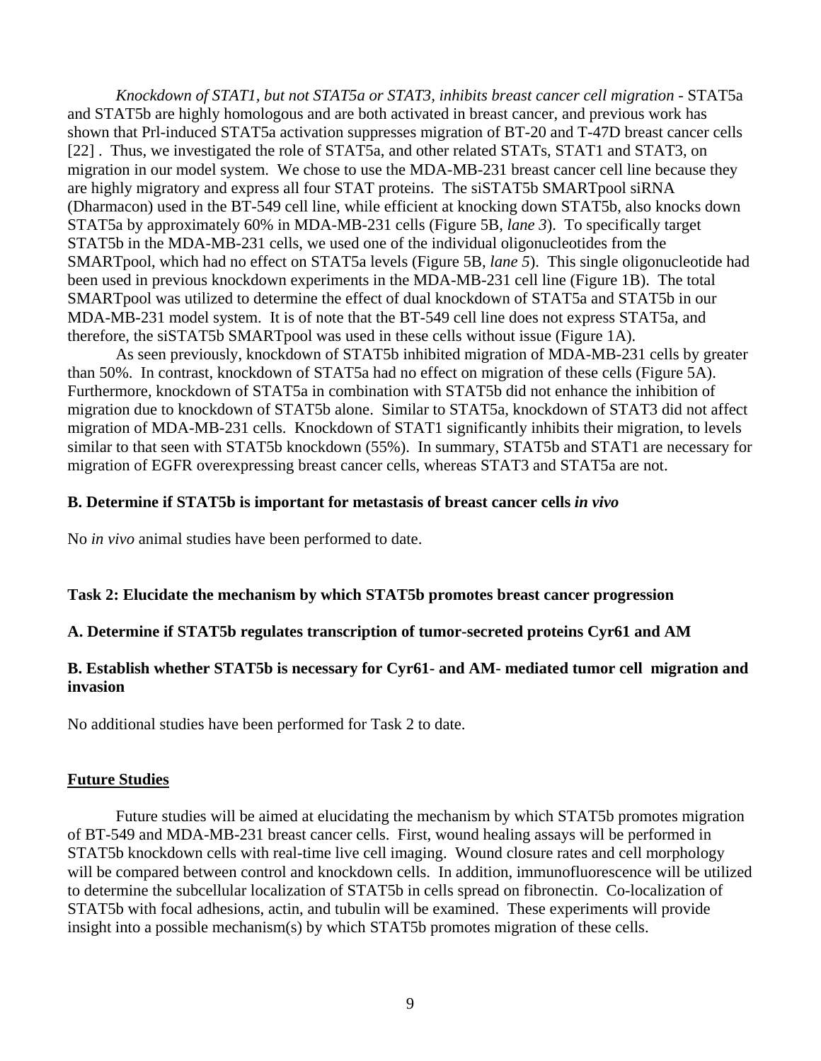*Knockdown of STAT1, but not STAT5a or STAT3, inhibits breast cancer cell migration* - STAT5a and STAT5b are highly homologous and are both activated in breast cancer, and previous work has shown that Prl-induced STAT5a activation suppresses migration of BT-20 and T-47D breast cancer cells [22] . Thus, we investigated the role of STAT5a, and other related STATs, STAT1 and STAT3, on migration in our model system. We chose to use the MDA-MB-231 breast cancer cell line because they are highly migratory and express all four STAT proteins. The siSTAT5b SMARTpool siRNA (Dharmacon) used in the BT-549 cell line, while efficient at knocking down STAT5b, also knocks down STAT5a by approximately 60% in MDA-MB-231 cells (Figure 5B, *lane 3*). To specifically target STAT5b in the MDA-MB-231 cells, we used one of the individual oligonucleotides from the SMARTpool, which had no effect on STAT5a levels (Figure 5B, *lane 5*). This single oligonucleotide had been used in previous knockdown experiments in the MDA-MB-231 cell line (Figure 1B). The total SMARTpool was utilized to determine the effect of dual knockdown of STAT5a and STAT5b in our MDA-MB-231 model system. It is of note that the BT-549 cell line does not express STAT5a, and therefore, the siSTAT5b SMARTpool was used in these cells without issue (Figure 1A).

As seen previously, knockdown of STAT5b inhibited migration of MDA-MB-231 cells by greater than 50%. In contrast, knockdown of STAT5a had no effect on migration of these cells (Figure 5A). Furthermore, knockdown of STAT5a in combination with STAT5b did not enhance the inhibition of migration due to knockdown of STAT5b alone. Similar to STAT5a, knockdown of STAT3 did not affect migration of MDA-MB-231 cells. Knockdown of STAT1 significantly inhibits their migration, to levels similar to that seen with STAT5b knockdown (55%). In summary, STAT5b and STAT1 are necessary for migration of EGFR overexpressing breast cancer cells, whereas STAT3 and STAT5a are not.

**B. Determine if STAT5b is important for metastasis of breast cancer cells *in vivo***

No *in vivo* animal studies have been performed to date.

**Task 2: Elucidate the mechanism by which STAT5b promotes breast cancer progression**

**A. Determine if STAT5b regulates transcription of tumor-secreted proteins Cyr61 and AM**

**B. Establish whether STAT5b is necessary for Cyr61- and AM- mediated tumor cell migration and invasion**

No additional studies have been performed for Task 2 to date.

## Future Studies

Future studies will be aimed at elucidating the mechanism by which STAT5b promotes migration of BT-549 and MDA-MB-231 breast cancer cells. First, wound healing assays will be performed in STAT5b knockdown cells with real-time live cell imaging. Wound closure rates and cell morphology will be compared between control and knockdown cells. In addition, immunofluorescence will be utilized to determine the subcellular localization of STAT5b in cells spread on fibronectin. Co-localization of STAT5b with focal adhesions, actin, and tubulin will be examined. These experiments will provide insight into a possible mechanism(s) by which STAT5b promotes migration of these cells.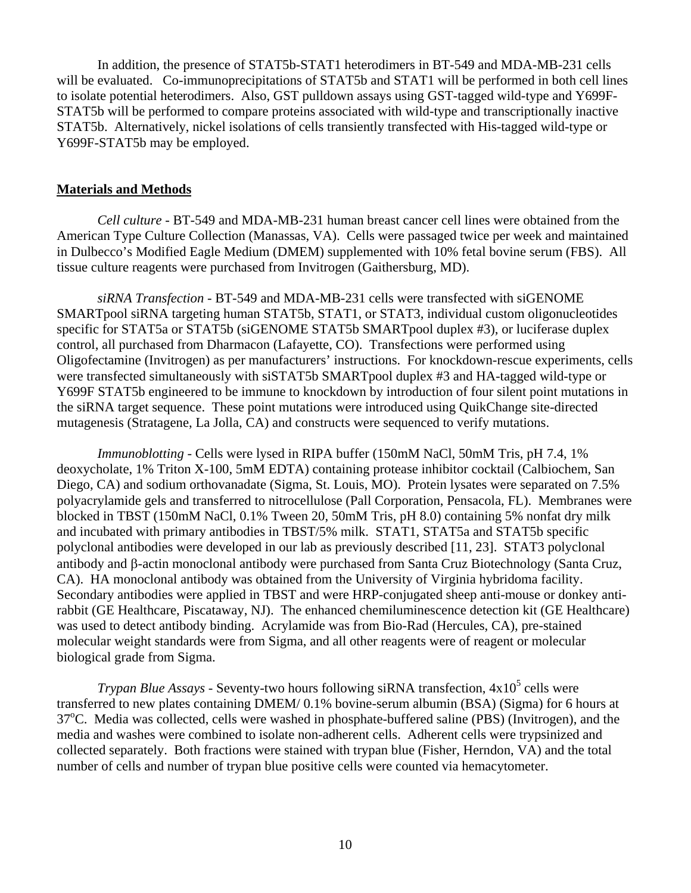In addition, the presence of STAT5b-STAT1 heterodimers in BT-549 and MDA-MB-231 cells will be evaluated. Co-immunoprecipitations of STAT5b and STAT1 will be performed in both cell lines to isolate potential heterodimers. Also, GST pulldown assays using GST-tagged wild-type and Y699F-STAT5b will be performed to compare proteins associated with wild-type and transcriptionally inactive STAT5b. Alternatively, nickel isolations of cells transiently transfected with His-tagged wild-type or Y699F-STAT5b may be employed.

## Materials and Methods

*Cell culture* - BT-549 and MDA-MB-231 human breast cancer cell lines were obtained from the American Type Culture Collection (Manassas, VA). Cells were passaged twice per week and maintained in Dulbecco's Modified Eagle Medium (DMEM) supplemented with 10% fetal bovine serum (FBS). All tissue culture reagents were purchased from Invitrogen (Gaithersburg, MD).

*siRNA Transfection* - BT-549 and MDA-MB-231 cells were transfected with siGENOME SMARTpool siRNA targeting human STAT5b, STAT1, or STAT3, individual custom oligonucleotides specific for STAT5a or STAT5b (siGENOME STAT5b SMARTpool duplex #3), or luciferase duplex control, all purchased from Dharmacon (Lafayette, CO). Transfections were performed using Oligofectamine (Invitrogen) as per manufacturers' instructions. For knockdown-rescue experiments, cells were transfected simultaneously with siSTAT5b SMARTpool duplex #3 and HA-tagged wild-type or Y699F STAT5b engineered to be immune to knockdown by introduction of four silent point mutations in the siRNA target sequence. These point mutations were introduced using QuikChange site-directed mutagenesis (Stratagene, La Jolla, CA) and constructs were sequenced to verify mutations.

*Immunoblotting* - Cells were lysed in RIPA buffer (150mM NaCl, 50mM Tris, pH 7.4, 1% deoxycholate, 1% Triton X-100, 5mM EDTA) containing protease inhibitor cocktail (Calbiochem, San Diego, CA) and sodium orthovanadate (Sigma, St. Louis, MO). Protein lysates were separated on 7.5% polyacrylamide gels and transferred to nitrocellulose (Pall Corporation, Pensacola, FL). Membranes were blocked in TBST (150mM NaCl, 0.1% Tween 20, 50mM Tris, pH 8.0) containing 5% nonfat dry milk and incubated with primary antibodies in TBST/5% milk. STAT1, STAT5a and STAT5b specific polyclonal antibodies were developed in our lab as previously described [11, 23]. STAT3 polyclonal antibody and β-actin monoclonal antibody were purchased from Santa Cruz Biotechnology (Santa Cruz, CA). HA monoclonal antibody was obtained from the University of Virginia hybridoma facility. Secondary antibodies were applied in TBST and were HRP-conjugated sheep anti-mouse or donkey anti-rabbit (GE Healthcare, Piscataway, NJ). The enhanced chemiluminescence detection kit (GE Healthcare) was used to detect antibody binding. Acrylamide was from Bio-Rad (Hercules, CA), pre-stained molecular weight standards were from Sigma, and all other reagents were of reagent or molecular biological grade from Sigma.

*Trypan Blue Assays* - Seventy-two hours following siRNA transfection, $4x10^5$ cells were transferred to new plates containing DMEM/ 0.1% bovine-serum albumin (BSA) (Sigma) for 6 hours at 37°C. Media was collected, cells were washed in phosphate-buffered saline (PBS) (Invitrogen), and the media and washes were combined to isolate non-adherent cells. Adherent cells were trypsinized and collected separately. Both fractions were stained with trypan blue (Fisher, Herndon, VA) and the total number of cells and number of trypan blue positive cells were counted via hemacytometer.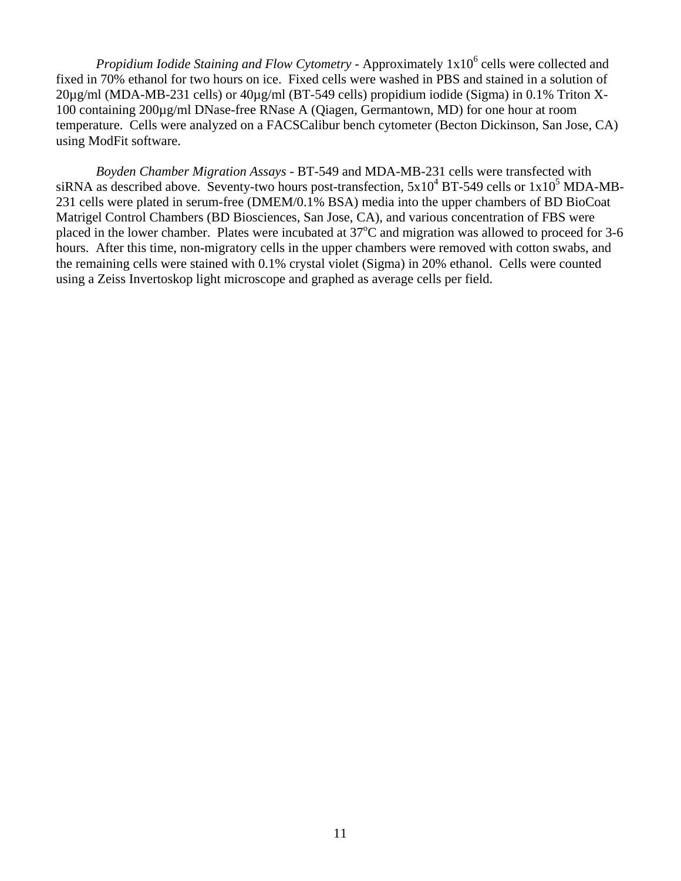*Propidium Iodide Staining and Flow Cytometry* - Approximately $1 \times 10^6$ cells were collected and fixed in 70% ethanol for two hours on ice. Fixed cells were washed in PBS and stained in a solution of 20µg/ml (MDA-MB-231 cells) or 40µg/ml (BT-549 cells) propidium iodide (Sigma) in 0.1% Triton X-100 containing 200µg/ml DNase-free RNase A (Qiagen, Germantown, MD) for one hour at room temperature. Cells were analyzed on a FACSCalibur bench cytometer (Becton Dickinson, San Jose, CA) using ModFit software.

*Boyden Chamber Migration Assays* - BT-549 and MDA-MB-231 cells were transfected with siRNA as described above. Seventy-two hours post-transfection, $5 \times 10^4$ BT-549 cells or $1 \times 10^5$ MDA-MB-231 cells were plated in serum-free (DMEM/0.1% BSA) media into the upper chambers of BD BioCoat Matrigel Control Chambers (BD Biosciences, San Jose, CA), and various concentration of FBS were placed in the lower chamber. Plates were incubated at $37^{o}C$ and migration was allowed to proceed for 3-6 hours. After this time, non-migratory cells in the upper chambers were removed with cotton swabs, and the remaining cells were stained with 0.1% crystal violet (Sigma) in 20% ethanol. Cells were counted using a Zeiss Invertoskop light microscope and graphed as average cells per field.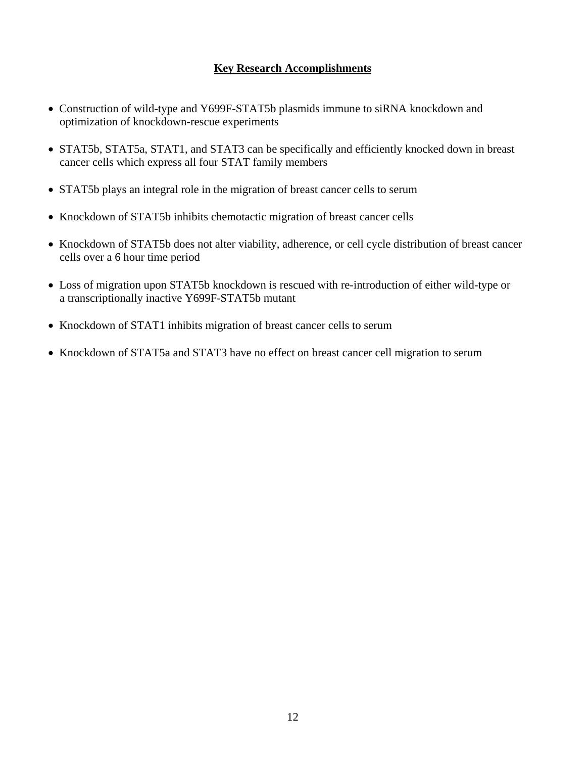## Key Research Accomplishments

- Construction of wild-type and Y699F-STAT5b plasmids immune to siRNA knockdown and optimization of knockdown-rescue experiments
- STAT5b, STAT5a, STAT1, and STAT3 can be specifically and efficiently knocked down in breast cancer cells which express all four STAT family members
- STAT5b plays an integral role in the migration of breast cancer cells to serum
- Knockdown of STAT5b inhibits chemotactic migration of breast cancer cells
- Knockdown of STAT5b does not alter viability, adherence, or cell cycle distribution of breast cancer cells over a 6 hour time period
- Loss of migration upon STAT5b knockdown is rescued with re-introduction of either wild-type or a transcriptionally inactive Y699F-STAT5b mutant
- Knockdown of STAT1 inhibits migration of breast cancer cells to serum
- Knockdown of STAT5a and STAT3 have no effect on breast cancer cell migration to serum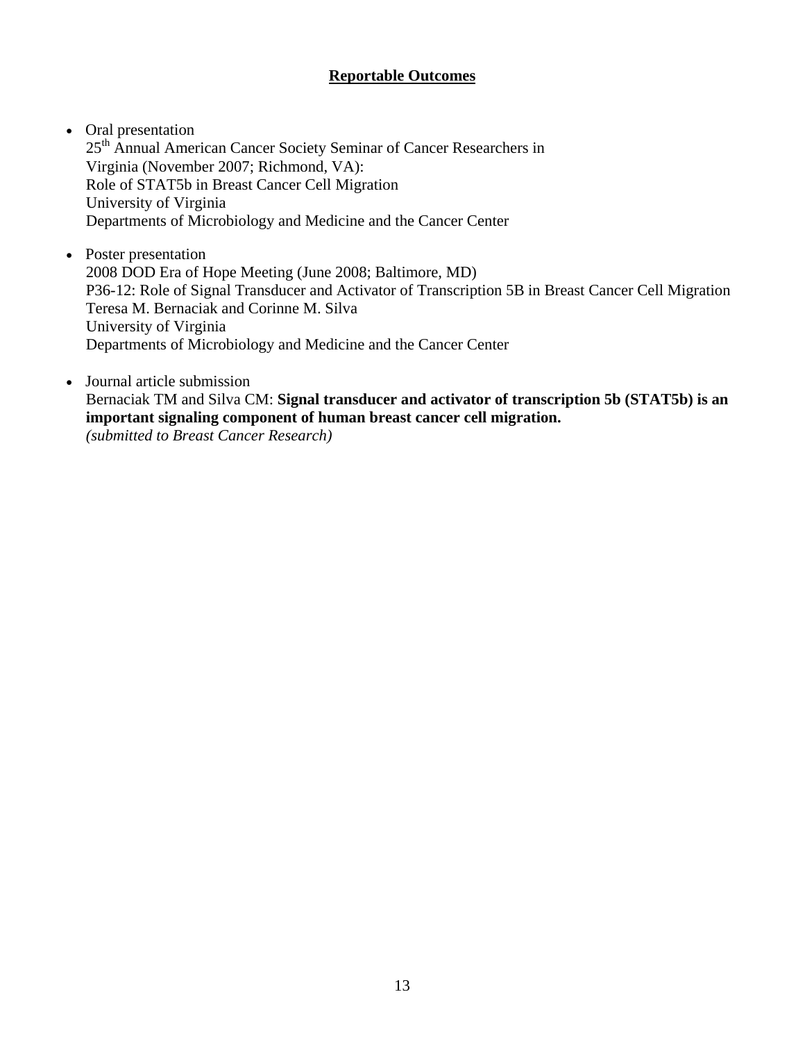## Reportable Outcomes

- Oral presentation
  25th Annual American Cancer Society Seminar of Cancer Researchers in Virginia (November 2007; Richmond, VA):
  Role of STAT5b in Breast Cancer Cell Migration
  University of Virginia
  Departments of Microbiology and Medicine and the Cancer Center

- Poster presentation
  2008 DOD Era of Hope Meeting (June 2008; Baltimore, MD)
  P36-12: Role of Signal Transducer and Activator of Transcription 5B in Breast Cancer Cell Migration
  Teresa M. Bernaciak and Corinne M. Silva
  University of Virginia
  Departments of Microbiology and Medicine and the Cancer Center

- Journal article submission
  Bernaciak TM and Silva CM: **Signal transducer and activator of transcription 5b (STAT5b) is an important signaling component of human breast cancer cell migration.**
  *(submitted to Breast Cancer Research)*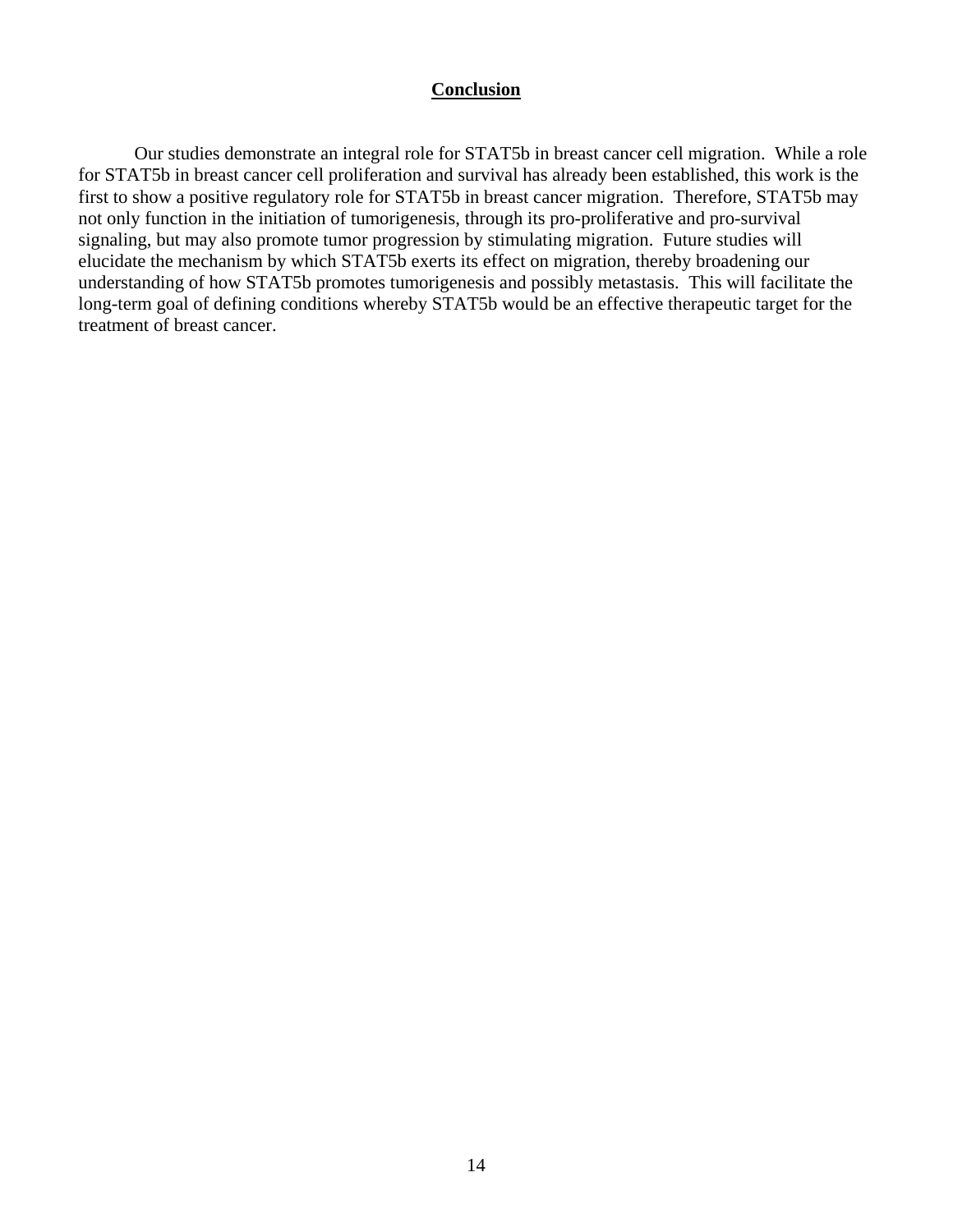## Conclusion

Our studies demonstrate an integral role for STAT5b in breast cancer cell migration. While a role for STAT5b in breast cancer cell proliferation and survival has already been established, this work is the first to show a positive regulatory role for STAT5b in breast cancer migration. Therefore, STAT5b may not only function in the initiation of tumorigenesis, through its pro-proliferative and pro-survival signaling, but may also promote tumor progression by stimulating migration. Future studies will elucidate the mechanism by which STAT5b exerts its effect on migration, thereby broadening our understanding of how STAT5b promotes tumorigenesis and possibly metastasis. This will facilitate the long-term goal of defining conditions whereby STAT5b would be an effective therapeutic target for the treatment of breast cancer.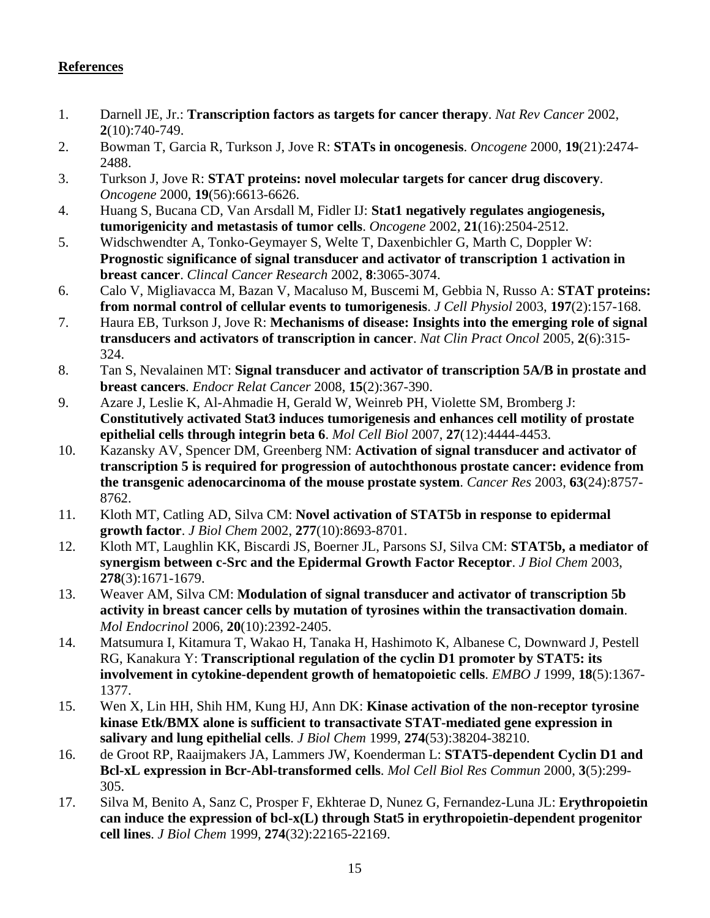**References**

1. Darnell JE, Jr.: **Transcription factors as targets for cancer therapy**. *Nat Rev Cancer* 2002, **2**(10):740-749.
2. Bowman T, Garcia R, Turkson J, Jove R: **STATs in oncogenesis**. *Oncogene* 2000, **19**(21):2474-2488.
3. Turkson J, Jove R: **STAT proteins: novel molecular targets for cancer drug discovery**. *Oncogene* 2000, **19**(56):6613-6626.
4. Huang S, Bucana CD, Van Arsdall M, Fidler IJ: **Stat1 negatively regulates angiogenesis, tumorigenicity and metastasis of tumor cells**. *Oncogene* 2002, **21**(16):2504-2512.
5. Widschwendter A, Tonko-Geymayer S, Welte T, Daxenbichler G, Marth C, Doppler W: **Prognostic significance of signal transducer and activator of transcription 1 activation in breast cancer**. *Clincal Cancer Research* 2002, **8**:3065-3074.
6. Calo V, Migliavacca M, Bazan V, Macaluso M, Buscemi M, Gebbia N, Russo A: **STAT proteins: from normal control of cellular events to tumorigenesis**. *J Cell Physiol* 2003, **197**(2):157-168.
7. Haura EB, Turkson J, Jove R: **Mechanisms of disease: Insights into the emerging role of signal transducers and activators of transcription in cancer**. *Nat Clin Pract Oncol* 2005, **2**(6):315-324.
8. Tan S, Nevalainen MT: **Signal transducer and activator of transcription 5A/B in prostate and breast cancers**. *Endocr Relat Cancer* 2008, **15**(2):367-390.
9. Azare J, Leslie K, Al-Ahmadie H, Gerald W, Weinreb PH, Violette SM, Bromberg J: **Constitutively activated Stat3 induces tumorigenesis and enhances cell motility of prostate epithelial cells through integrin beta 6**. *Mol Cell Biol* 2007, **27**(12):4444-4453.
10. Kazansky AV, Spencer DM, Greenberg NM: **Activation of signal transducer and activator of transcription 5 is required for progression of autochthonous prostate cancer: evidence from the transgenic adenocarcinoma of the mouse prostate system**. *Cancer Res* 2003, **63**(24):8757-8762.
11. Kloth MT, Catling AD, Silva CM: **Novel activation of STAT5b in response to epidermal growth factor**. *J Biol Chem* 2002, **277**(10):8693-8701.
12. Kloth MT, Laughlin KK, Biscardi JS, Boerner JL, Parsons SJ, Silva CM: **STAT5b, a mediator of synergism between c-Src and the Epidermal Growth Factor Receptor**. *J Biol Chem* 2003, **278**(3):1671-1679.
13. Weaver AM, Silva CM: **Modulation of signal transducer and activator of transcription 5b activity in breast cancer cells by mutation of tyrosines within the transactivation domain**. *Mol Endocrinol* 2006, **20**(10):2392-2405.
14. Matsumura I, Kitamura T, Wakao H, Tanaka H, Hashimoto K, Albanese C, Downward J, Pestell RG, Kanakura Y: **Transcriptional regulation of the cyclin D1 promoter by STAT5: its involvement in cytokine-dependent growth of hematopoietic cells**. *EMBO J* 1999, **18**(5):1367-1377.
15. Wen X, Lin HH, Shih HM, Kung HJ, Ann DK: **Kinase activation of the non-receptor tyrosine kinase Etk/BMX alone is sufficient to transactivate STAT-mediated gene expression in salivary and lung epithelial cells**. *J Biol Chem* 1999, **274**(53):38204-38210.
16. de Groot RP, Raaijmakers JA, Lammers JW, Koenderman L: **STAT5-dependent Cyclin D1 and Bcl-xL expression in Bcr-Abl-transformed cells**. *Mol Cell Biol Res Commun* 2000, **3**(5):299-305.
17. Silva M, Benito A, Sanz C, Prosper F, Ekhterae D, Nunez G, Fernandez-Luna JL: **Erythropoietin can induce the expression of bcl-x(L) through Stat5 in erythropoietin-dependent progenitor cell lines**. *J Biol Chem* 1999, **274**(32):22165-22169.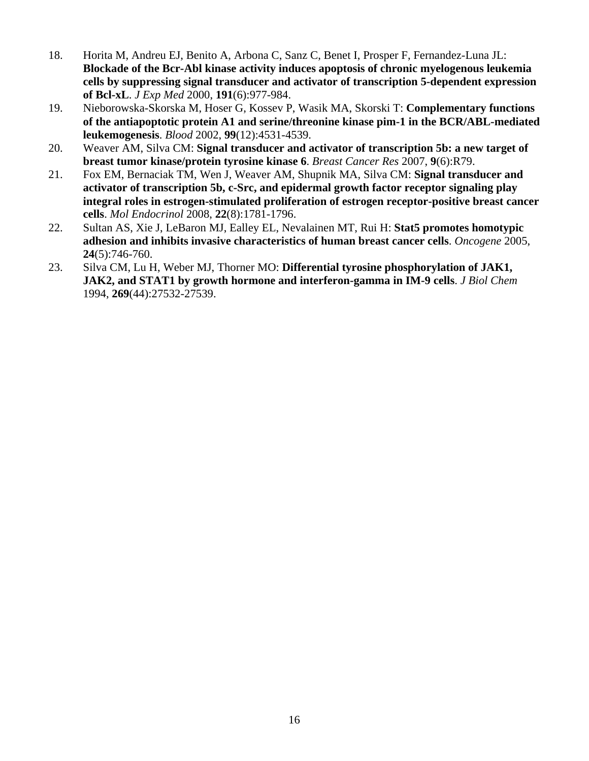18. Horita M, Andreu EJ, Benito A, Arbona C, Sanz C, Benet I, Prosper F, Fernandez-Luna JL: **Blockade of the Bcr-Abl kinase activity induces apoptosis of chronic myelogenous leukemia cells by suppressing signal transducer and activator of transcription 5-dependent expression of Bcl-xL**. *J Exp Med* 2000, **191**(6):977-984.
19. Nieborowska-Skorska M, Hoser G, Kossev P, Wasik MA, Skorski T: **Complementary functions of the antiapoptotic protein A1 and serine/threonine kinase pim-1 in the BCR/ABL-mediated leukemogenesis**. *Blood* 2002, **99**(12):4531-4539.
20. Weaver AM, Silva CM: **Signal transducer and activator of transcription 5b: a new target of breast tumor kinase/protein tyrosine kinase 6**. *Breast Cancer Res* 2007, **9**(6):R79.
21. Fox EM, Bernaciak TM, Wen J, Weaver AM, Shupnik MA, Silva CM: **Signal transducer and activator of transcription 5b, c-Src, and epidermal growth factor receptor signaling play integral roles in estrogen-stimulated proliferation of estrogen receptor-positive breast cancer cells**. *Mol Endocrinol* 2008, **22**(8):1781-1796.
22. Sultan AS, Xie J, LeBaron MJ, Ealley EL, Nevalainen MT, Rui H: **Stat5 promotes homotypic adhesion and inhibits invasive characteristics of human breast cancer cells**. *Oncogene* 2005, **24**(5):746-760.
23. Silva CM, Lu H, Weber MJ, Thorner MO: **Differential tyrosine phosphorylation of JAK1, JAK2, and STAT1 by growth hormone and interferon-gamma in IM-9 cells**. *J Biol Chem* 1994, **269**(44):27532-27539.